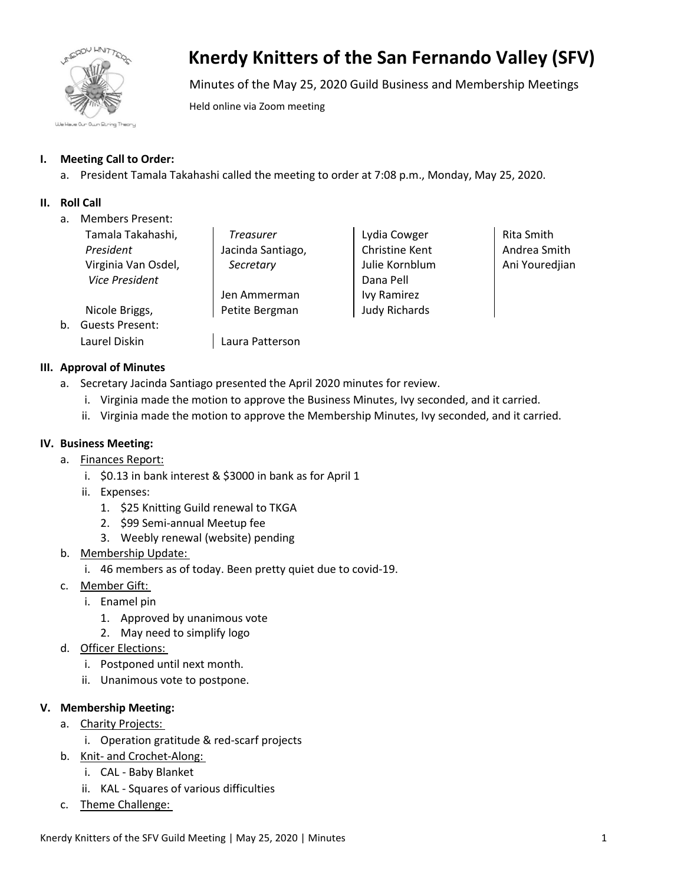# Knerdy Knitters of the San Fernando Valley (SFV)

Minutes of the May 25, 2020 Guild Business and Membership Meetings

Held online via Zoom meeting

## I. Meeting Call to Order:

a. President Tamala Takahashi called the meeting to order at 7:08 p.m., Monday, May 25, 2020.

## II. Roll Call

a. Members Present:

- Tamala Takahashi, *President*
- Virginia Van Osdel, *Vice President*
- Nicole Briggs, *Treasurer*
- Jacinda Santiago, *Secretary*
- Jen Ammerman
- Petite Bergman
- Lydia Cowger
- Christine Kent
- Julie Kornblum
- Dana Pell
- Ivy Ramirez
- Judy Richards
- Rita Smith
- Andrea Smith
- Ani Youredjian

b. Guests Present:

- Laurel Diskin
- Laura Patterson

## III. Approval of Minutes

a. Secretary Jacinda Santiago presented the April 2020 minutes for review.
   - i. Virginia made the motion to approve the Business Minutes, Ivy seconded, and it carried.
   - ii. Virginia made the motion to approve the Membership Minutes, Ivy seconded, and it carried.

## IV. Business Meeting:

a. Finances Report:
   - i. $0.13 in bank interest & $3000 in bank as for April 1
   - ii. Expenses:
     1. $25 Knitting Guild renewal to TKGA
     2. $99 Semi-annual Meetup fee
     3. Weebly renewal (website) pending

b. Membership Update:
   - i. 46 members as of today. Been pretty quiet due to covid-19.

c. Member Gift:
   - i. Enamel pin
     1. Approved by unanimous vote
     2. May need to simplify logo

d. Officer Elections:
   - i. Postponed until next month.
   - ii. Unanimous vote to postpone.

## V. Membership Meeting:

a. Charity Projects:
   - i. Operation gratitude & red-scarf projects

b. Knit- and Crochet-Along:
   - i. CAL - Baby Blanket
   - ii. KAL - Squares of various difficulties

c. Theme Challenge: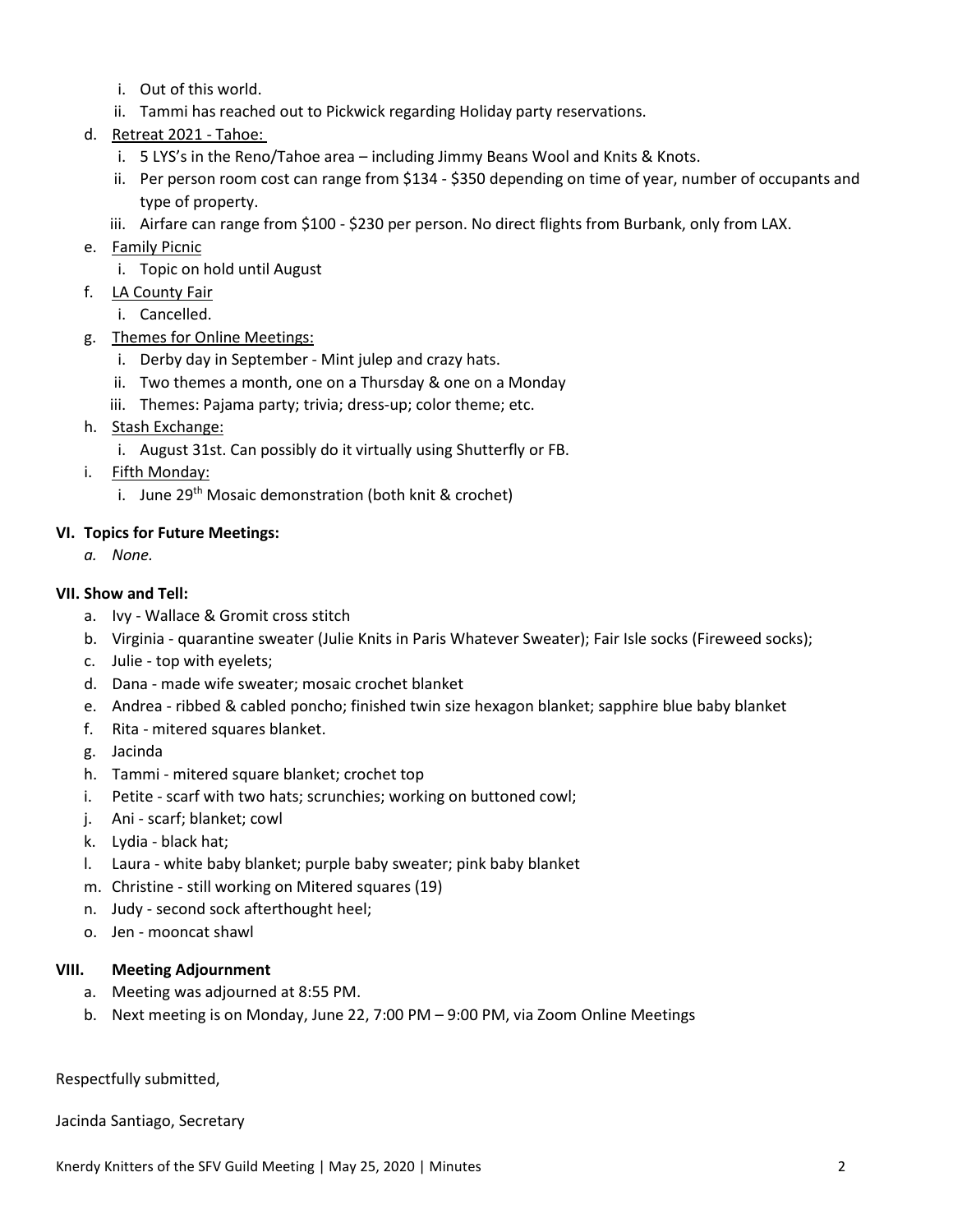i. Out of this world.
   ii. Tammi has reached out to Pickwick regarding Holiday party reservations.

d. Retreat 2021 - Tahoe:
   i. 5 LYS's in the Reno/Tahoe area – including Jimmy Beans Wool and Knits & Knots.
   ii. Per person room cost can range from $134 - $350 depending on time of year, number of occupants and type of property.
   iii. Airfare can range from $100 - $230 per person. No direct flights from Burbank, only from LAX.

e. Family Picnic
   i. Topic on hold until August

f. LA County Fair
   i. Cancelled.

g. Themes for Online Meetings:
   i. Derby day in September - Mint julep and crazy hats.
   ii. Two themes a month, one on a Thursday & one on a Monday
   iii. Themes: Pajama party; trivia; dress-up; color theme; etc.

h. Stash Exchange:
   i. August 31st. Can possibly do it virtually using Shutterfly or FB.

i. Fifth Monday:
   i. June 29th Mosaic demonstration (both knit & crochet)

**VI. Topics for Future Meetings:**

a. *None.*

**VII. Show and Tell:**

a. Ivy - Wallace & Gromit cross stitch
b. Virginia - quarantine sweater (Julie Knits in Paris Whatever Sweater); Fair Isle socks (Fireweed socks);
c. Julie - top with eyelets;
d. Dana - made wife sweater; mosaic crochet blanket
e. Andrea - ribbed & cabled poncho; finished twin size hexagon blanket; sapphire blue baby blanket
f. Rita - mitered squares blanket.
g. Jacinda
h. Tammi - mitered square blanket; crochet top
i. Petite - scarf with two hats; scrunchies; working on buttoned cowl;
j. Ani - scarf; blanket; cowl
k. Lydia - black hat;
l. Laura - white baby blanket; purple baby sweater; pink baby blanket
m. Christine - still working on Mitered squares (19)
n. Judy - second sock afterthought heel;
o. Jen - mooncat shawl

**VIII. Meeting Adjournment**

a. Meeting was adjourned at 8:55 PM.
b. Next meeting is on Monday, June 22, 7:00 PM – 9:00 PM, via Zoom Online Meetings

Respectfully submitted,

Jacinda Santiago, Secretary